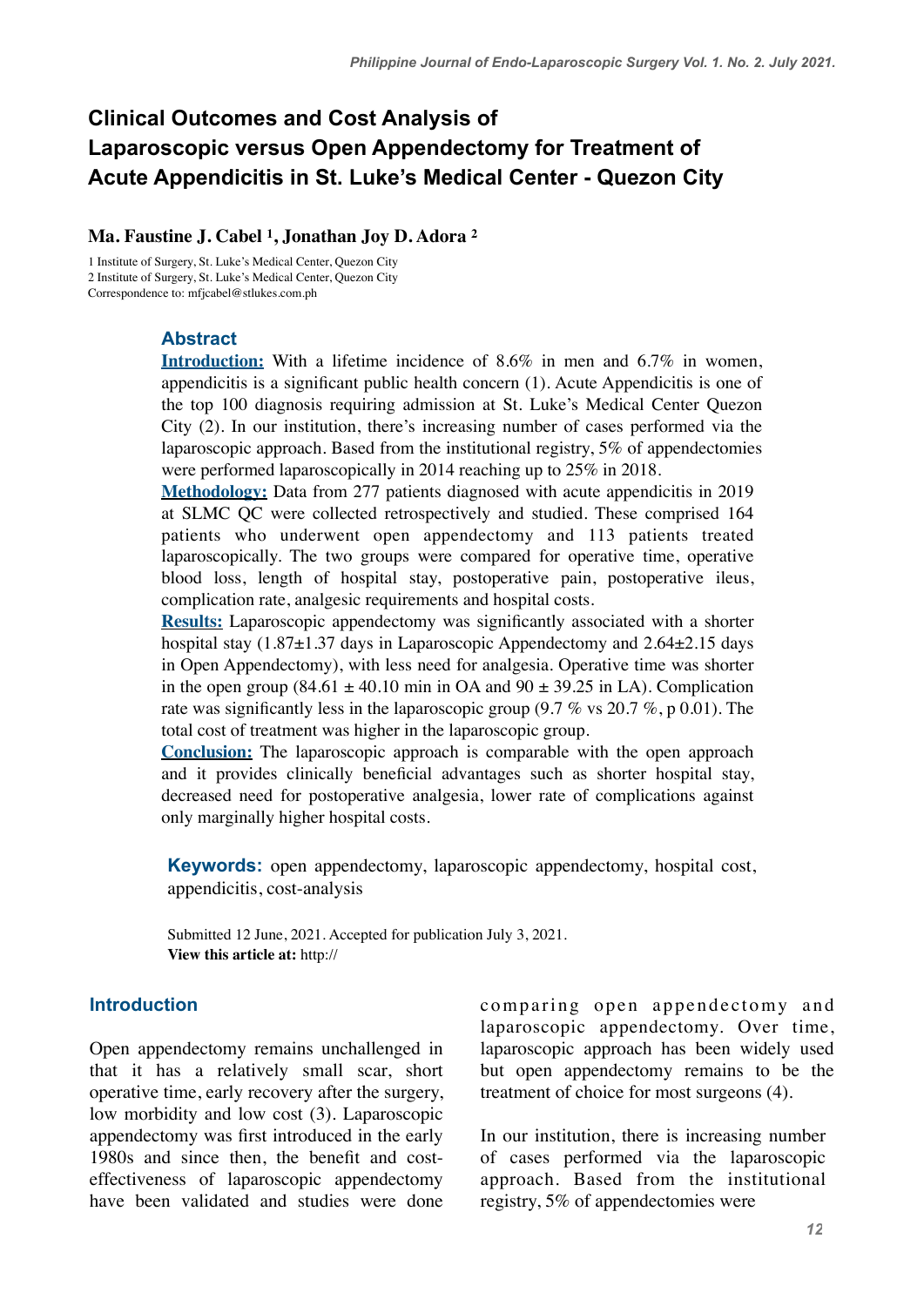# Clinical Outcomes and Cost Analysis of Laparoscopic versus Open Appendectomy for Treatment of Acute Appendicitis in St. Luke's Medical Center - Quezon City

**Ma. Faustine J. Cabel [1], Jonathan Joy D. Adora [2]**

1 Institute of Surgery, St. Luke's Medical Center, Quezon City
2 Institute of Surgery, St. Luke's Medical Center, Quezon City
Correspondence to: mfjcabel@stlukes.com.ph

## Abstract

**Introduction:** With a lifetime incidence of 8.6% in men and 6.7% in women, appendicitis is a significant public health concern (1). Acute Appendicitis is one of the top 100 diagnosis requiring admission at St. Luke's Medical Center Quezon City (2). In our institution, there's increasing number of cases performed via the laparoscopic approach. Based from the institutional registry, 5% of appendectomies were performed laparoscopically in 2014 reaching up to 25% in 2018.

**Methodology:** Data from 277 patients diagnosed with acute appendicitis in 2019 at SLMC QC were collected retrospectively and studied. These comprised 164 patients who underwent open appendectomy and 113 patients treated laparoscopically. The two groups were compared for operative time, operative blood loss, length of hospital stay, postoperative pain, postoperative ileus, complication rate, analgesic requirements and hospital costs.

**Results:** Laparoscopic appendectomy was significantly associated with a shorter hospital stay (1.87±1.37 days in Laparoscopic Appendectomy and 2.64±2.15 days in Open Appendectomy), with less need for analgesia. Operative time was shorter in the open group (84.61 ± 40.10 min in OA and 90 ± 39.25 in LA). Complication rate was significantly less in the laparoscopic group (9.7 % vs 20.7 %, p 0.01). The total cost of treatment was higher in the laparoscopic group.

**Conclusion:** The laparoscopic approach is comparable with the open approach and it provides clinically beneficial advantages such as shorter hospital stay, decreased need for postoperative analgesia, lower rate of complications against only marginally higher hospital costs.

**Keywords:** open appendectomy, laparoscopic appendectomy, hospital cost, appendicitis, cost-analysis

Submitted 12 June, 2021. Accepted for publication July 3, 2021.
**View this article at:** http://

## Introduction

Open appendectomy remains unchallenged in that it has a relatively small scar, short operative time, early recovery after the surgery, low morbidity and low cost (3). Laparoscopic appendectomy was first introduced in the early 1980s and since then, the benefit and cost-effectiveness of laparoscopic appendectomy have been validated and studies were done comparing open appendectomy and laparoscopic appendectomy. Over time, laparoscopic approach has been widely used but open appendectomy remains to be the treatment of choice for most surgeons (4).

In our institution, there is increasing number of cases performed via the laparoscopic approach. Based from the institutional registry, 5% of appendectomies were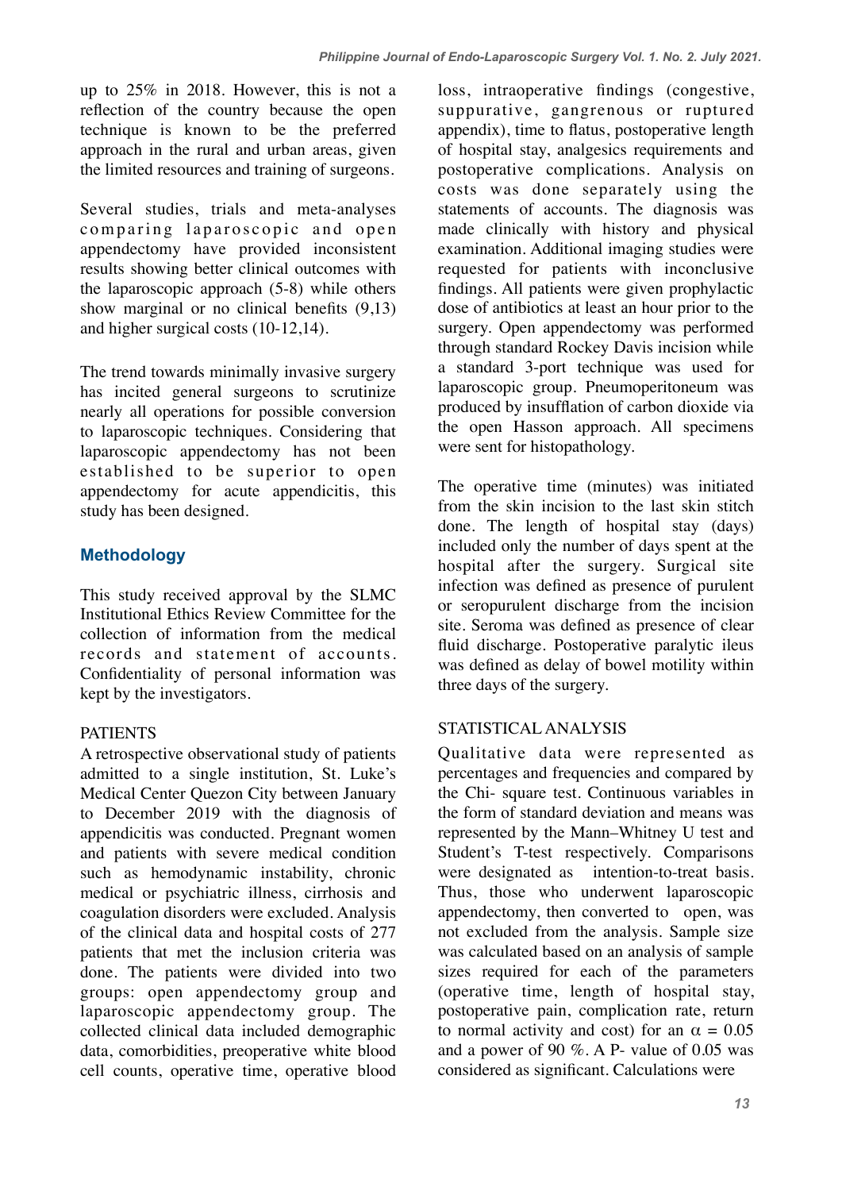up to 25% in 2018. However, this is not a reflection of the country because the open technique is known to be the preferred approach in the rural and urban areas, given the limited resources and training of surgeons.

Several studies, trials and meta-analyses comparing laparoscopic and open appendectomy have provided inconsistent results showing better clinical outcomes with the laparoscopic approach (5-8) while others show marginal or no clinical benefits (9,13) and higher surgical costs (10-12,14).

The trend towards minimally invasive surgery has incited general surgeons to scrutinize nearly all operations for possible conversion to laparoscopic techniques. Considering that laparoscopic appendectomy has not been established to be superior to open appendectomy for acute appendicitis, this study has been designed.

## Methodology

This study received approval by the SLMC Institutional Ethics Review Committee for the collection of information from the medical records and statement of accounts. Confidentiality of personal information was kept by the investigators.

### PATIENTS

A retrospective observational study of patients admitted to a single institution, St. Luke's Medical Center Quezon City between January to December 2019 with the diagnosis of appendicitis was conducted. Pregnant women and patients with severe medical condition such as hemodynamic instability, chronic medical or psychiatric illness, cirrhosis and coagulation disorders were excluded. Analysis of the clinical data and hospital costs of 277 patients that met the inclusion criteria was done. The patients were divided into two groups: open appendectomy group and laparoscopic appendectomy group. The collected clinical data included demographic data, comorbidities, preoperative white blood cell counts, operative time, operative blood loss, intraoperative findings (congestive, suppurative, gangrenous or ruptured appendix), time to flatus, postoperative length of hospital stay, analgesics requirements and postoperative complications. Analysis on costs was done separately using the statements of accounts. The diagnosis was made clinically with history and physical examination. Additional imaging studies were requested for patients with inconclusive findings. All patients were given prophylactic dose of antibiotics at least an hour prior to the surgery. Open appendectomy was performed through standard Rockey Davis incision while a standard 3-port technique was used for laparoscopic group. Pneumoperitoneum was produced by insufflation of carbon dioxide via the open Hasson approach. All specimens were sent for histopathology.

The operative time (minutes) was initiated from the skin incision to the last skin stitch done. The length of hospital stay (days) included only the number of days spent at the hospital after the surgery. Surgical site infection was defined as presence of purulent or seropurulent discharge from the incision site. Seroma was defined as presence of clear fluid discharge. Postoperative paralytic ileus was defined as delay of bowel motility within three days of the surgery.

### STATISTICAL ANALYSIS

Qualitative data were represented as percentages and frequencies and compared by the Chi- square test. Continuous variables in the form of standard deviation and means was represented by the Mann–Whitney U test and Student's T-test respectively. Comparisons were designated as intention-to-treat basis. Thus, those who underwent laparoscopic appendectomy, then converted to open, was not excluded from the analysis. Sample size was calculated based on an analysis of sample sizes required for each of the parameters (operative time, length of hospital stay, postoperative pain, complication rate, return to normal activity and cost) for an $\alpha$ = 0.05 and a power of 90 %. A P- value of 0.05 was considered as significant. Calculations were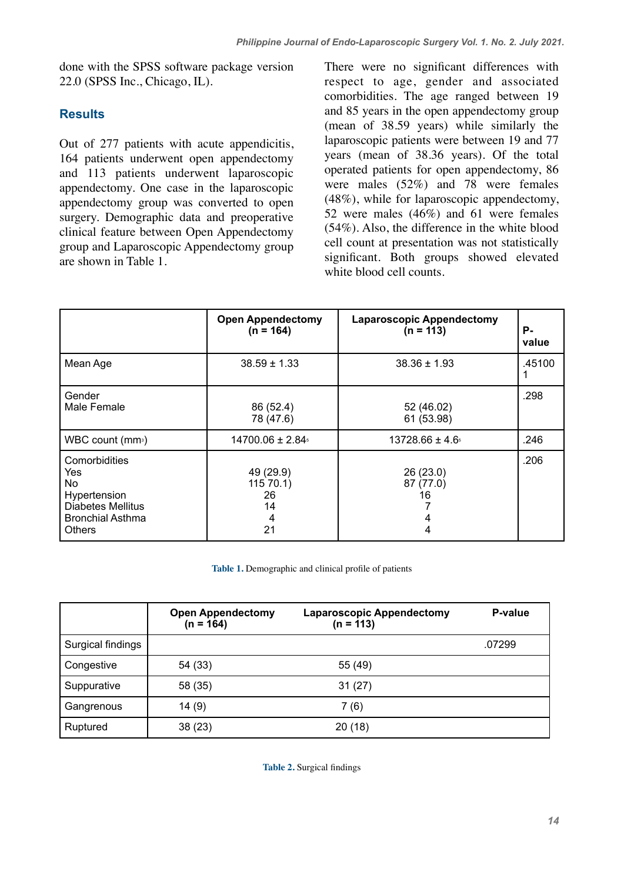done with the SPSS software package version 22.0 (SPSS Inc., Chicago, IL).

## Results

Out of 277 patients with acute appendicitis, 164 patients underwent open appendectomy and 113 patients underwent laparoscopic appendectomy. One case in the laparoscopic appendectomy group was converted to open surgery. Demographic data and preoperative clinical feature between Open Appendectomy group and Laparoscopic Appendectomy group are shown in Table 1.

There were no significant differences with respect to age, gender and associated comorbidities. The age ranged between 19 and 85 years in the open appendectomy group (mean of 38.59 years) while similarly the laparoscopic patients were between 19 and 77 years (mean of 38.36 years). Of the total operated patients for open appendectomy, 86 were males (52%) and 78 were females (48%), while for laparoscopic appendectomy, 52 were males (46%) and 61 were females (54%). Also, the difference in the white blood cell count at presentation was not statistically significant. Both groups showed elevated white blood cell counts.

| | Open Appendectomy (n = 164) | Laparoscopic Appendectomy (n = 113) | P-value |
|---|---|---|---|
| Mean Age | 38.59 ± 1.33 | 38.36 ± 1.93 | .451001 |
| Gender<br>Male Female | 86 (52.4)<br>78 (47.6) | 52 (46.02)<br>61 (53.98) | .298 |
| WBC count ($mm^3$) | 14700.06 ± $2.84^5$ | 13728.66 ± $4.6^5$ | .246 |
| Comorbidities<br>Yes<br>No<br>Hypertension<br>Diabetes Mellitus<br>Bronchial Asthma<br>Others | <br>49 (29.9)<br>115 70.1)<br>26<br>14<br>4<br>21 | <br>26 (23.0)<br>87 (77.0)<br>16<br>7<br>4<br>4 | .206 |

**Table 1.** Demographic and clinical profile of patients

| | Open Appendectomy (n = 164) | Laparoscopic Appendectomy (n = 113) | P-value |
|---|---|---|---|
| Surgical findings | | | .07299 |
| Congestive | 54 (33) | 55 (49) | |
| Suppurative | 58 (35) | 31 (27) | |
| Gangrenous | 14 (9) | 7 (6) | |
| Ruptured | 38 (23) | 20 (18) | |

**Table 2.** Surgical findings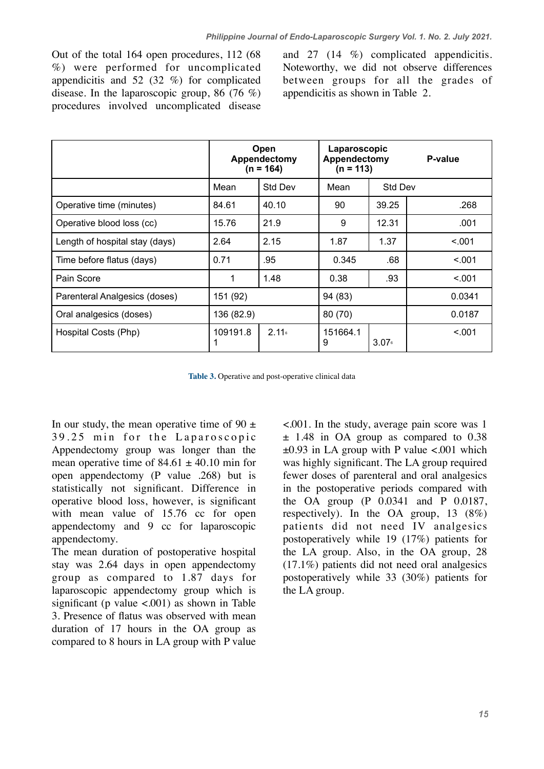Out of the total 164 open procedures, 112 (68 %) were performed for uncomplicated appendicitis and 52 (32 %) for complicated disease. In the laparoscopic group, 86 (76 %) procedures involved uncomplicated disease and 27 (14 %) complicated appendicitis. Noteworthy, we did not observe differences between groups for all the grades of appendicitis as shown in Table 2.

| | Open Appendectomy (n = 164) | | Laparoscopic Appendectomy (n = 113) | | P-value |
|---|---|---|---|---|---|
| | Mean | Std Dev | Mean | Std Dev | |
| Operative time (minutes) | 84.61 | 40.10 | 90 | 39.25 | .268 |
| Operative blood loss (cc) | 15.76 | 21.9 | 9 | 12.31 | .001 |
| Length of hospital stay (days) | 2.64 | 2.15 | 1.87 | 1.37 | <.001 |
| Time before flatus (days) | 0.71 | .95 | 0.345 | .68 | <.001 |
| Pain Score | 1 | 1.48 | 0.38 | .93 | <.001 |
| Parenteral Analgesics (doses) | 151 (92) | | 94 (83) | | 0.0341 |
| Oral analgesics (doses) | 136 (82.9) | | 80 (70) | | 0.0187 |
| Hospital Costs (Php) | 109191.81 | 2.11[6] | 151664.19 | 3.07[6] | <.001 |

**Table 3.** Operative and post-operative clinical data

In our study, the mean operative time of 90 ± 39.25 min for the Laparoscopic Appendectomy group was longer than the mean operative time of 84.61 ± 40.10 min for open appendectomy (P value .268) but is statistically not significant. Difference in operative blood loss, however, is significant with mean value of 15.76 cc for open appendectomy and 9 cc for laparoscopic appendectomy.

The mean duration of postoperative hospital stay was 2.64 days in open appendectomy group as compared to 1.87 days for laparoscopic appendectomy group which is significant (p value <.001) as shown in Table 3. Presence of flatus was observed with mean duration of 17 hours in the OA group as compared to 8 hours in LA group with P value <.001. In the study, average pain score was 1 ± 1.48 in OA group as compared to 0.38 ±0.93 in LA group with P value <.001 which was highly significant. The LA group required fewer doses of parenteral and oral analgesics in the postoperative periods compared with the OA group (P 0.0341 and P 0.0187, respectively). In the OA group, 13 (8%) patients did not need IV analgesics postoperatively while 19 (17%) patients for the LA group. Also, in the OA group, 28 (17.1%) patients did not need oral analgesics postoperatively while 33 (30%) patients for the LA group.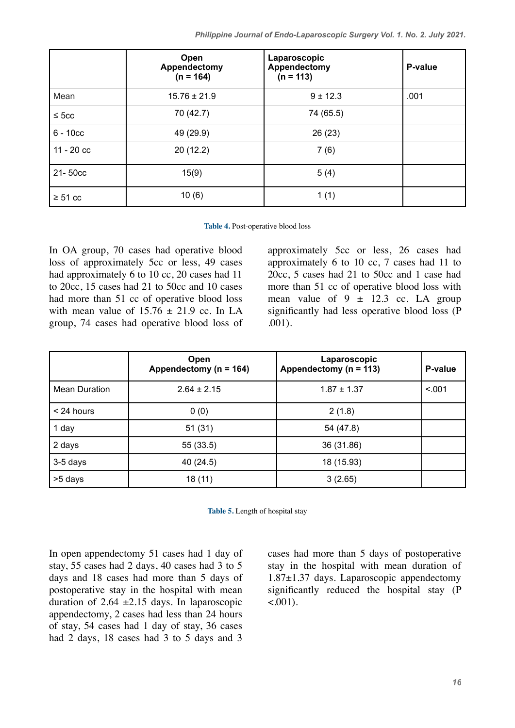| | Open Appendectomy (n = 164) | Laparoscopic Appendectomy (n = 113) | P-value |
|---|---|---|---|
| Mean | 15.76 ± 21.9 | 9 ± 12.3 | .001 |
| ≤ 5cc | 70 (42.7) | 74 (65.5) | |
| 6 - 10cc | 49 (29.9) | 26 (23) | |
| 11 - 20 cc | 20 (12.2) | 7 (6) | |
| 21- 50cc | 15(9) | 5 (4) | |
| ≥ 51 cc | 10 (6) | 1 (1) | |

**Table 4.** Post-operative blood loss

In OA group, 70 cases had operative blood loss of approximately 5cc or less, 49 cases had approximately 6 to 10 cc, 20 cases had 11 to 20cc, 15 cases had 21 to 50cc and 10 cases had more than 51 cc of operative blood loss with mean value of 15.76 ± 21.9 cc. In LA group, 74 cases had operative blood loss of approximately 5cc or less, 26 cases had approximately 6 to 10 cc, 7 cases had 11 to 20cc, 5 cases had 21 to 50cc and 1 case had more than 51 cc of operative blood loss with mean value of 9 ± 12.3 cc. LA group significantly had less operative blood loss (P .001).

| | Open Appendectomy (n = 164) | Laparoscopic Appendectomy (n = 113) | P-value |
|---|---|---|---|
| Mean Duration | 2.64 ± 2.15 | 1.87 ± 1.37 | <.001 |
| < 24 hours | 0 (0) | 2 (1.8) | |
| 1 day | 51 (31) | 54 (47.8) | |
| 2 days | 55 (33.5) | 36 (31.86) | |
| 3-5 days | 40 (24.5) | 18 (15.93) | |
| >5 days | 18 (11) | 3 (2.65) | |

**Table 5.** Length of hospital stay

In open appendectomy 51 cases had 1 day of stay, 55 cases had 2 days, 40 cases had 3 to 5 days and 18 cases had more than 5 days of postoperative stay in the hospital with mean duration of 2.64 ±2.15 days. In laparoscopic appendectomy, 2 cases had less than 24 hours of stay, 54 cases had 1 day of stay, 36 cases had 2 days, 18 cases had 3 to 5 days and 3 cases had more than 5 days of postoperative stay in the hospital with mean duration of 1.87±1.37 days. Laparoscopic appendectomy significantly reduced the hospital stay (P <.001).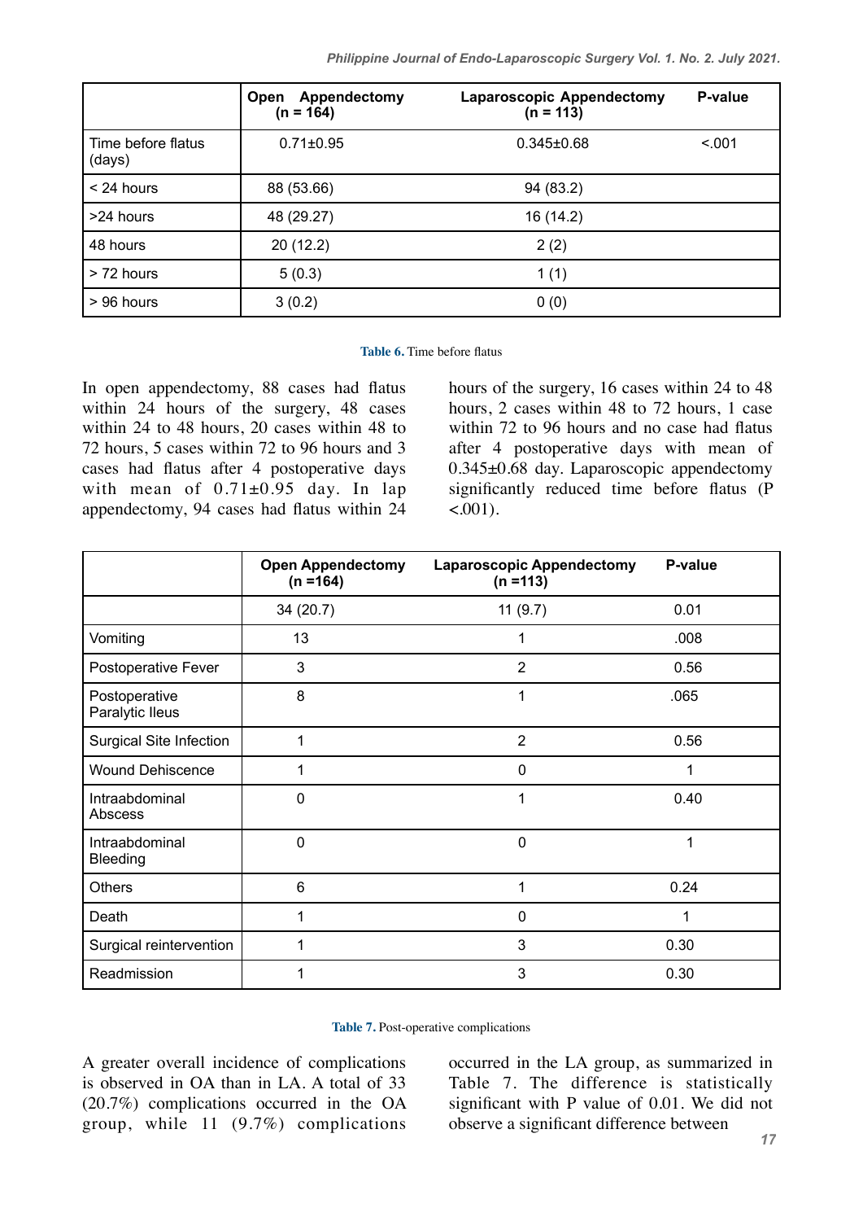| | Open Appendectomy (n = 164) | Laparoscopic Appendectomy (n = 113) | P-value |
|---|---|---|---|
| Time before flatus (days) | 0.71±0.95 | 0.345±0.68 | <.001 |
| < 24 hours | 88 (53.66) | 94 (83.2) | |
| >24 hours | 48 (29.27) | 16 (14.2) | |
| 48 hours | 20 (12.2) | 2 (2) | |
| > 72 hours | 5 (0.3) | 1 (1) | |
| > 96 hours | 3 (0.2) | 0 (0) | |

**Table 6.** Time before flatus

In open appendectomy, 88 cases had flatus within 24 hours of the surgery, 48 cases within 24 to 48 hours, 20 cases within 48 to 72 hours, 5 cases within 72 to 96 hours and 3 cases had flatus after 4 postoperative days with mean of 0.71±0.95 day. In lap appendectomy, 94 cases had flatus within 24 hours of the surgery, 16 cases within 24 to 48 hours, 2 cases within 48 to 72 hours, 1 case within 72 to 96 hours and no case had flatus after 4 postoperative days with mean of 0.345±0.68 day. Laparoscopic appendectomy significantly reduced time before flatus (P <.001).

| | Open Appendectomy (n =164) | Laparoscopic Appendectomy (n =113) | P-value |
|---|---|---|---|
| | 34 (20.7) | 11 (9.7) | 0.01 |
| Vomiting | 13 | 1 | .008 |
| Postoperative Fever | 3 | 2 | 0.56 |
| Postoperative Paralytic Ileus | 8 | 1 | .065 |
| Surgical Site Infection | 1 | 2 | 0.56 |
| Wound Dehiscence | 1 | 0 | 1 |
| Intraabdominal Abscess | 0 | 1 | 0.40 |
| Intraabdominal Bleeding | 0 | 0 | 1 |
| Others | 6 | 1 | 0.24 |
| Death | 1 | 0 | 1 |
| Surgical reintervention | 1 | 3 | 0.30 |
| Readmission | 1 | 3 | 0.30 |

**Table 7.** Post-operative complications

A greater overall incidence of complications is observed in OA than in LA. A total of 33 (20.7%) complications occurred in the OA group, while 11 (9.7%) complications occurred in the LA group, as summarized in Table 7. The difference is statistically significant with P value of 0.01. We did not observe a significant difference between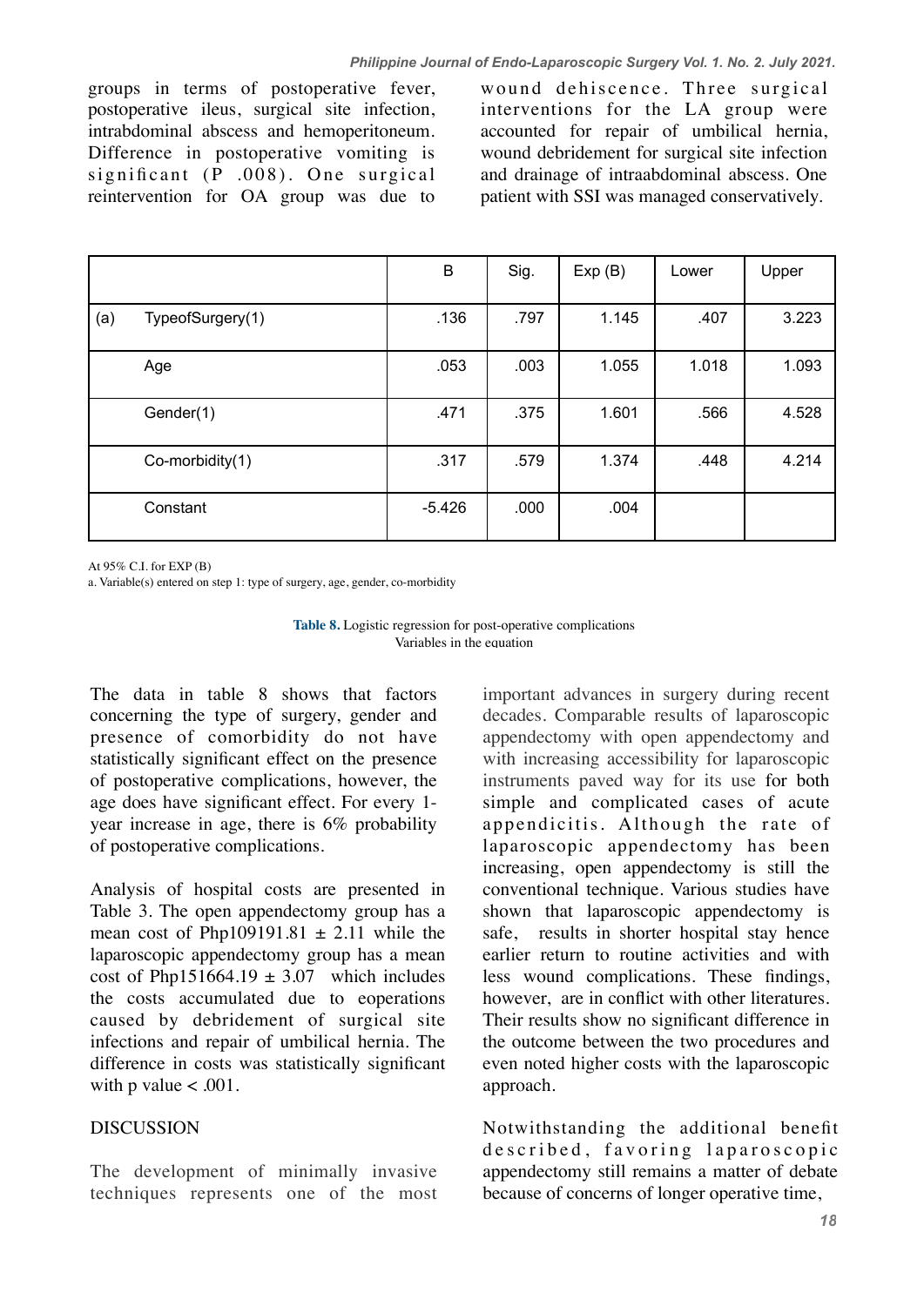groups in terms of postoperative fever, postoperative ileus, surgical site infection, intrabdominal abscess and hemoperitoneum. Difference in postoperative vomiting is significant (P .008). One surgical reintervention for OA group was due to wound dehiscence. Three surgical interventions for the LA group were accounted for repair of umbilical hernia, wound debridement for surgical site infection and drainage of intraabdominal abscess. One patient with SSI was managed conservatively.

| | | B | Sig. | Exp (B) | Lower | Upper |
|---|---|---|---|---|---|---|
| (a) | TypeofSurgery(1) | .136 | .797 | 1.145 | .407 | 3.223 |
| | Age | .053 | .003 | 1.055 | 1.018 | 1.093 |
| | Gender(1) | .471 | .375 | 1.601 | .566 | 4.528 |
| | Co-morbidity(1) | .317 | .579 | 1.374 | .448 | 4.214 |
| | Constant | -5.426 | .000 | .004 | | |

At 95% C.I. for EXP (B)

a. Variable(s) entered on step 1: type of surgery, age, gender, co-morbidity

**Table 8.** Logistic regression for post-operative complications
Variables in the equation

The data in table 8 shows that factors concerning the type of surgery, gender and presence of comorbidity do not have statistically significant effect on the presence of postoperative complications, however, the age does have significant effect. For every 1-year increase in age, there is 6% probability of postoperative complications.

Analysis of hospital costs are presented in Table 3. The open appendectomy group has a mean cost of Php109191.81 ± 2.11 while the laparoscopic appendectomy group has a mean cost of Php151664.19 ± 3.07 which includes the costs accumulated due to eoperations caused by debridement of surgical site infections and repair of umbilical hernia. The difference in costs was statistically significant with p value < .001.

## DISCUSSION

The development of minimally invasive techniques represents one of the most important advances in surgery during recent decades. Comparable results of laparoscopic appendectomy with open appendectomy and with increasing accessibility for laparoscopic instruments paved way for its use for both simple and complicated cases of acute appendicitis. Although the rate of laparoscopic appendectomy has been increasing, open appendectomy is still the conventional technique. Various studies have shown that laparoscopic appendectomy is safe, results in shorter hospital stay hence earlier return to routine activities and with less wound complications. These findings, however, are in conflict with other literatures. Their results show no significant difference in the outcome between the two procedures and even noted higher costs with the laparoscopic approach.

Notwithstanding the additional benefit described, favoring laparoscopic appendectomy still remains a matter of debate because of concerns of longer operative time,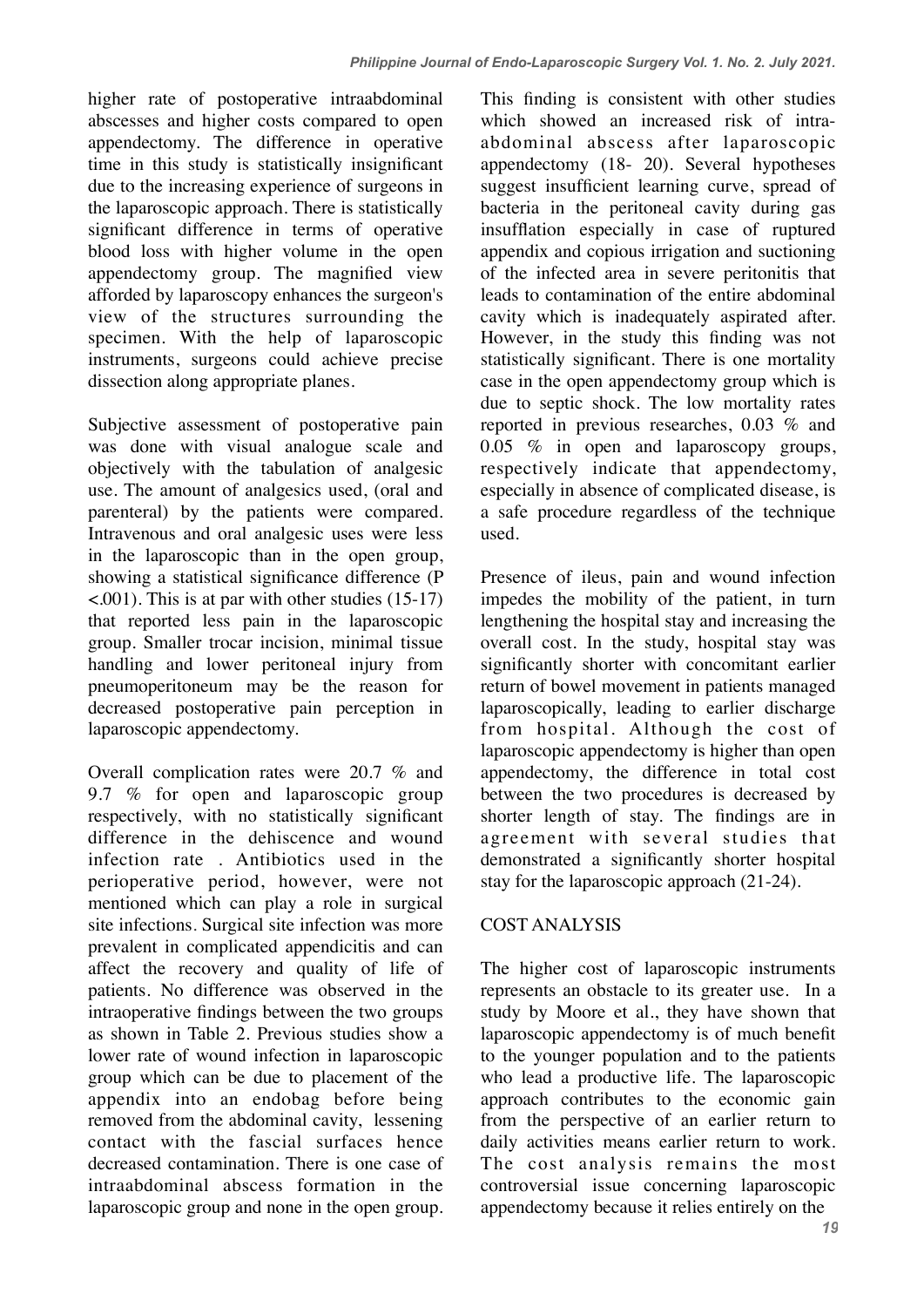higher rate of postoperative intraabdominal abscesses and higher costs compared to open appendectomy. The difference in operative time in this study is statistically insignificant due to the increasing experience of surgeons in the laparoscopic approach. There is statistically significant difference in terms of operative blood loss with higher volume in the open appendectomy group. The magnified view afforded by laparoscopy enhances the surgeon's view of the structures surrounding the specimen. With the help of laparoscopic instruments, surgeons could achieve precise dissection along appropriate planes.

Subjective assessment of postoperative pain was done with visual analogue scale and objectively with the tabulation of analgesic use. The amount of analgesics used, (oral and parenteral) by the patients were compared. Intravenous and oral analgesic uses were less in the laparoscopic than in the open group, showing a statistical significance difference ($P <.001$). This is at par with other studies (15-17) that reported less pain in the laparoscopic group. Smaller trocar incision, minimal tissue handling and lower peritoneal injury from pneumoperitoneum may be the reason for decreased postoperative pain perception in laparoscopic appendectomy.

Overall complication rates were 20.7 % and 9.7 % for open and laparoscopic group respectively, with no statistically significant difference in the dehiscence and wound infection rate . Antibiotics used in the perioperative period, however, were not mentioned which can play a role in surgical site infections. Surgical site infection was more prevalent in complicated appendicitis and can affect the recovery and quality of life of patients. No difference was observed in the intraoperative findings between the two groups as shown in Table 2. Previous studies show a lower rate of wound infection in laparoscopic group which can be due to placement of the appendix into an endobag before being removed from the abdominal cavity, lessening contact with the fascial surfaces hence decreased contamination. There is one case of intraabdominal abscess formation in the laparoscopic group and none in the open group. This finding is consistent with other studies which showed an increased risk of intra-abdominal abscess after laparoscopic appendectomy (18- 20). Several hypotheses suggest insufficient learning curve, spread of bacteria in the peritoneal cavity during gas insufflation especially in case of ruptured appendix and copious irrigation and suctioning of the infected area in severe peritonitis that leads to contamination of the entire abdominal cavity which is inadequately aspirated after. However, in the study this finding was not statistically significant. There is one mortality case in the open appendectomy group which is due to septic shock. The low mortality rates reported in previous researches, 0.03 % and 0.05 % in open and laparoscopy groups, respectively indicate that appendectomy, especially in absence of complicated disease, is a safe procedure regardless of the technique used.

Presence of ileus, pain and wound infection impedes the mobility of the patient, in turn lengthening the hospital stay and increasing the overall cost. In the study, hospital stay was significantly shorter with concomitant earlier return of bowel movement in patients managed laparoscopically, leading to earlier discharge from hospital. Although the cost of laparoscopic appendectomy is higher than open appendectomy, the difference in total cost between the two procedures is decreased by shorter length of stay. The findings are in agreement with several studies that demonstrated a significantly shorter hospital stay for the laparoscopic approach (21-24).

## COST ANALYSIS

The higher cost of laparoscopic instruments represents an obstacle to its greater use. In a study by Moore et al., they have shown that laparoscopic appendectomy is of much benefit to the younger population and to the patients who lead a productive life. The laparoscopic approach contributes to the economic gain from the perspective of an earlier return to daily activities means earlier return to work. The cost analysis remains the most controversial issue concerning laparoscopic appendectomy because it relies entirely on the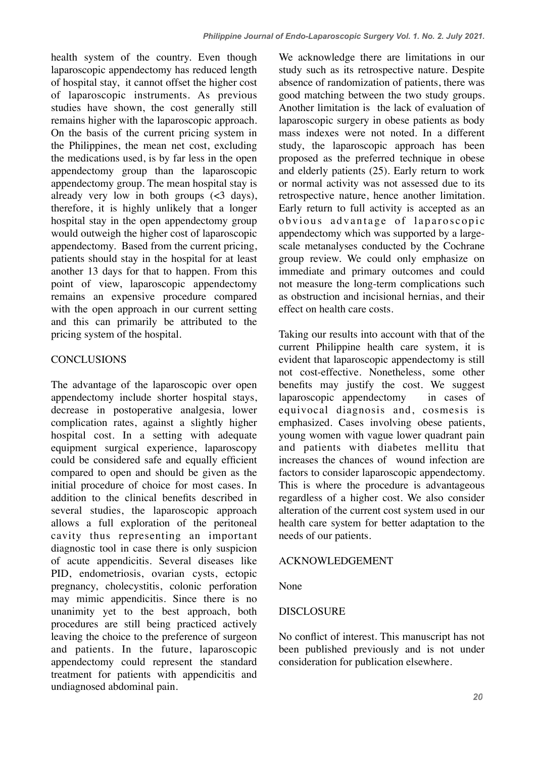health system of the country. Even though laparoscopic appendectomy has reduced length of hospital stay, it cannot offset the higher cost of laparoscopic instruments. As previous studies have shown, the cost generally still remains higher with the laparoscopic approach. On the basis of the current pricing system in the Philippines, the mean net cost, excluding the medications used, is by far less in the open appendectomy group than the laparoscopic appendectomy group. The mean hospital stay is already very low in both groups (<3 days), therefore, it is highly unlikely that a longer hospital stay in the open appendectomy group would outweigh the higher cost of laparoscopic appendectomy. Based from the current pricing, patients should stay in the hospital for at least another 13 days for that to happen. From this point of view, laparoscopic appendectomy remains an expensive procedure compared with the open approach in our current setting and this can primarily be attributed to the pricing system of the hospital.

## CONCLUSIONS

The advantage of the laparoscopic over open appendectomy include shorter hospital stays, decrease in postoperative analgesia, lower complication rates, against a slightly higher hospital cost. In a setting with adequate equipment surgical experience, laparoscopy could be considered safe and equally efficient compared to open and should be given as the initial procedure of choice for most cases. In addition to the clinical benefits described in several studies, the laparoscopic approach allows a full exploration of the peritoneal cavity thus representing an important diagnostic tool in case there is only suspicion of acute appendicitis. Several diseases like PID, endometriosis, ovarian cysts, ectopic pregnancy, cholecystitis, colonic perforation may mimic appendicitis. Since there is no unanimity yet to the best approach, both procedures are still being practiced actively leaving the choice to the preference of surgeon and patients. In the future, laparoscopic appendectomy could represent the standard treatment for patients with appendicitis and undiagnosed abdominal pain.

We acknowledge there are limitations in our study such as its retrospective nature. Despite absence of randomization of patients, there was good matching between the two study groups. Another limitation is the lack of evaluation of laparoscopic surgery in obese patients as body mass indexes were not noted. In a different study, the laparoscopic approach has been proposed as the preferred technique in obese and elderly patients (25). Early return to work or normal activity was not assessed due to its retrospective nature, hence another limitation. Early return to full activity is accepted as an obvious advantage of laparoscopic appendectomy which was supported by a large-scale metanalyses conducted by the Cochrane group review. We could only emphasize on immediate and primary outcomes and could not measure the long-term complications such as obstruction and incisional hernias, and their effect on health care costs.

Taking our results into account with that of the current Philippine health care system, it is evident that laparoscopic appendectomy is still not cost-effective. Nonetheless, some other benefits may justify the cost. We suggest laparoscopic appendectomy in cases of equivocal diagnosis and, cosmesis is emphasized. Cases involving obese patients, young women with vague lower quadrant pain and patients with diabetes mellitu that increases the chances of wound infection are factors to consider laparoscopic appendectomy. This is where the procedure is advantageous regardless of a higher cost. We also consider alteration of the current cost system used in our health care system for better adaptation to the needs of our patients.

## ACKNOWLEDGEMENT

None

## DISCLOSURE

No conflict of interest. This manuscript has not been published previously and is not under consideration for publication elsewhere.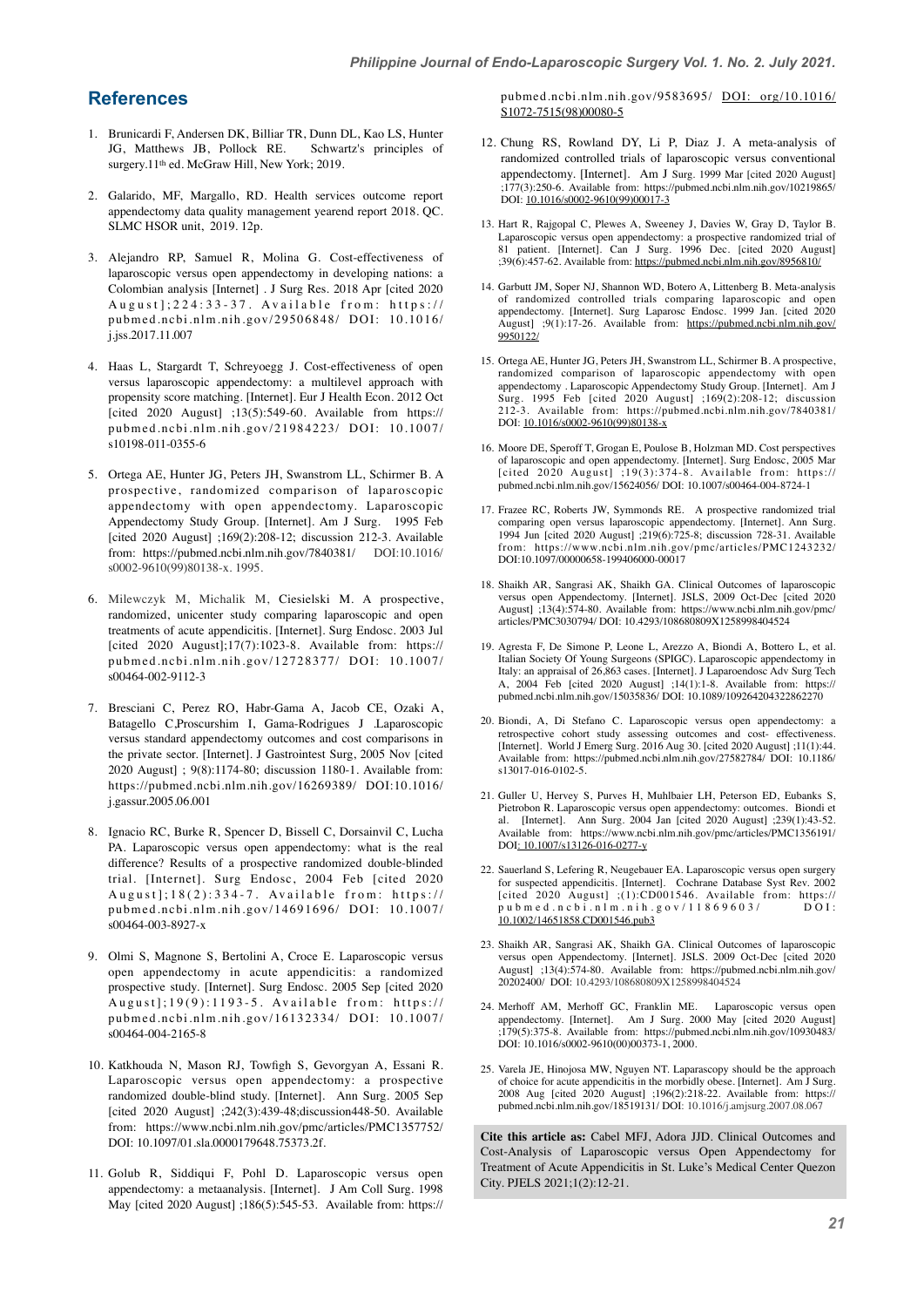## References

1. Brunicardi F, Andersen DK, Billiar TR, Dunn DL, Kao LS, Hunter JG, Matthews JB, Pollock RE. Schwartz's principles of surgery.11th ed. McGraw Hill, New York; 2019.

2. Galarido, MF, Margallo, RD. Health services outcome report appendectomy data quality management yearend report 2018. QC. SLMC HSOR unit, 2019. 12p.

3. Alejandro RP, Samuel R, Molina G. Cost-effectiveness of laparoscopic versus open appendectomy in developing nations: a Colombian analysis [Internet] . J Surg Res. 2018 Apr [cited 2020 August];224:33-37. Available from: https://pubmed.ncbi.nlm.nih.gov/29506848/ DOI: 10.1016/j.jss.2017.11.007

4. Haas L, Stargardt T, Schreyoegg J. Cost-effectiveness of open versus laparoscopic appendectomy: a multilevel approach with propensity score matching. [Internet]. Eur J Health Econ. 2012 Oct [cited 2020 August] ;13(5):549-60. Available from https://pubmed.ncbi.nlm.nih.gov/21984223/ DOI: 10.1007/s10198-011-0355-6

5. Ortega AE, Hunter JG, Peters JH, Swanstrom LL, Schirmer B. A prospective, randomized comparison of laparoscopic appendectomy with open appendectomy. Laparoscopic Appendectomy Study Group. [Internet]. Am J Surg. 1995 Feb [cited 2020 August] ;169(2):208-12; discussion 212-3. Available from: https://pubmed.ncbi.nlm.nih.gov/7840381/ DOI:10.1016/s0002-9610(99)80138-x. 1995.

6. Milewczyk M, Michalik M, Ciesielski M. A prospective, randomized, unicenter study comparing laparoscopic and open treatments of acute appendicitis. [Internet]. Surg Endosc. 2003 Jul [cited 2020 August];17(7):1023-8. Available from: https://pubmed.ncbi.nlm.nih.gov/12728377/ DOI: 10.1007/s00464-002-9112-3

7. Bresciani C, Perez RO, Habr-Gama A, Jacob CE, Ozaki A, Batagello C,Proscurshim I, Gama-Rodrigues J .Laparoscopic versus standard appendectomy outcomes and cost comparisons in the private sector. [Internet]. J Gastrointest Surg, 2005 Nov [cited 2020 August] ; 9(8):1174-80; discussion 1180-1. Available from: https://pubmed.ncbi.nlm.nih.gov/16269389/ DOI:10.1016/j.gassur.2005.06.001

8. Ignacio RC, Burke R, Spencer D, Bissell C, Dorsainvil C, Lucha PA. Laparoscopic versus open appendectomy: what is the real difference? Results of a prospective randomized double-blinded trial. [Internet]. Surg Endosc, 2004 Feb [cited 2020 August];18(2):334-7. Available from: https://pubmed.ncbi.nlm.nih.gov/14691696/ DOI: 10.1007/s00464-003-8927-x

9. Olmi S, Magnone S, Bertolini A, Croce E. Laparoscopic versus open appendectomy in acute appendicitis: a randomized prospective study. [Internet]. Surg Endosc. 2005 Sep [cited 2020 August];19(9):1193-5. Available from: https://pubmed.ncbi.nlm.nih.gov/16132334/ DOI: 10.1007/s00464-004-2165-8

10. Katkhouda N, Mason RJ, Towfigh S, Gevorgyan A, Essani R. Laparoscopic versus open appendectomy: a prospective randomized double-blind study. [Internet]. Ann Surg. 2005 Sep [cited 2020 August] ;242(3):439-48;discussion448-50. Available from: https://www.ncbi.nlm.nih.gov/pmc/articles/PMC1357752/ DOI: 10.1097/01.sla.0000179648.75373.2f.

11. Golub R, Siddiqui F, Pohl D. Laparoscopic versus open appendectomy: a metaanalysis. [Internet]. J Am Coll Surg. 1998 May [cited 2020 August] ;186(5):545-53. Available from: https://pubmed.ncbi.nlm.nih.gov/9583695/ DOI: org/10.1016/S1072-7515(98)00080-5

12. Chung RS, Rowland DY, Li P, Diaz J. A meta-analysis of randomized controlled trials of laparoscopic versus conventional appendectomy. [Internet]. Am J Surg. 1999 Mar [cited 2020 August] ;177(3):250-6. Available from: https://pubmed.ncbi.nlm.nih.gov/10219865/ DOI: 10.1016/s0002-9610(99)00017-3

13. Hart R, Rajgopal C, Plewes A, Sweeney J, Davies W, Gray D, Taylor B. Laparoscopic versus open appendectomy: a prospective randomized trial of 81 patient. [Internet]. Can J Surg. 1996 Dec. [cited 2020 August] ;39(6):457-62. Available from: https://pubmed.ncbi.nlm.nih.gov/8956810/

14. Garbutt JM, Soper NJ, Shannon WD, Botero A, Littenberg B. Meta-analysis of randomized controlled trials comparing laparoscopic and open appendectomy. [Internet]. Surg Laparosc Endosc. 1999 Jan. [cited 2020 August] ;9(1):17-26. Available from: https://pubmed.ncbi.nlm.nih.gov/9950122/

15. Ortega AE, Hunter JG, Peters JH, Swanstrom LL, Schirmer B. A prospective, randomized comparison of laparoscopic appendectomy with open appendectomy . Laparoscopic Appendectomy Study Group. [Internet]. Am J Surg. 1995 Feb [cited 2020 August] ;169(2):208-12; discussion 212-3. Available from: https://pubmed.ncbi.nlm.nih.gov/7840381/ DOI: 10.1016/s0002-9610(99)80138-x

16. Moore DE, Speroff T, Grogan E, Poulose B, Holzman MD. Cost perspectives of laparoscopic and open appendectomy. [Internet]. Surg Endosc, 2005 Mar [cited 2020 August] ;19(3):374-8. Available from: https://pubmed.ncbi.nlm.nih.gov/15624056/ DOI: 10.1007/s00464-004-8724-1

17. Frazee RC, Roberts JW, Symmonds RE. A prospective randomized trial comparing open versus laparoscopic appendectomy. [Internet]. Ann Surg. 1994 Jun [cited 2020 August] ;219(6):725-8; discussion 728-31. Available from: https://www.ncbi.nlm.nih.gov/pmc/articles/PMC1243232/ DOI:10.1097/00000658-199406000-00017

18. Shaikh AR, Sangrasi AK, Shaikh GA. Clinical Outcomes of laparoscopic versus open Appendectomy. [Internet]. JSLS, 2009 Oct-Dec [cited 2020 August] ;13(4):574-80. Available from: https://www.ncbi.nlm.nih.gov/pmc/articles/PMC3030794/ DOI: 10.4293/108680809X1258998404524

19. Agresta F, De Simone P, Leone L, Arezzo A, Biondi A, Bottero L, et al. Italian Society Of Young Surgeons (SPIGC). Laparoscopic appendectomy in Italy: an appraisal of 26,863 cases. [Internet]. J Laparoendosc Adv Surg Tech A, 2004 Feb [cited 2020 August] ;14(1):1-8. Available from: https://pubmed.ncbi.nlm.nih.gov/15035836/ DOI: 10.1089/109264204322862270

20. Biondi, A, Di Stefano C. Laparoscopic versus open appendectomy: a retrospective cohort study assessing outcomes and cost- effectiveness. [Internet]. World J Emerg Surg. 2016 Aug 30. [cited 2020 August] ;11(1):44. Available from: https://pubmed.ncbi.nlm.nih.gov/27582784/ DOI: 10.1186/s13017-016-0102-5.

21. Guller U, Hervey S, Purves H, Muhlbaier LH, Peterson ED, Eubanks S, Pietrobon R. Laparoscopic versus open appendectomy: outcomes. Biondi et al. [Internet]. Ann Surg. 2004 Jan [cited 2020 August] ;239(1):43-52. Available from: https://www.ncbi.nlm.nih.gov/pmc/articles/PMC1356191/ DOI: 10.1007/s13126-016-0277-y

22. Sauerland S, Lefering R, Neugebauer EA. Laparoscopic versus open surgery for suspected appendicitis. [Internet]. Cochrane Database Syst Rev. 2002 [cited 2020 August] ;(1):CD001546. Available from: https://pubmed.ncbi.nlm.nih.gov/11869603/ DOI: 10.1002/14651858.CD001546.pub3

23. Shaikh AR, Sangrasi AK, Shaikh GA. Clinical Outcomes of laparoscopic versus open Appendectomy. [Internet]. JSLS. 2009 Oct-Dec [cited 2020 August] ;13(4):574-80. Available from: https://pubmed.ncbi.nlm.nih.gov/20202400/ DOI: 10.4293/108680809X1258998404524

24. Merhoff AM, Merhoff GC, Franklin ME. Laparoscopic versus open appendectomy. [Internet]. Am J Surg. 2000 May [cited 2020 August] ;179(5):375-8. Available from: https://pubmed.ncbi.nlm.nih.gov/10930483/ DOI: 10.1016/s0002-9610(00)00373-1, 2000.

25. Varela JE, Hinojosa MW, Nguyen NT. Laparascopy should be the approach of choice for acute appendicitis in the morbidly obese. [Internet]. Am J Surg. 2008 Aug [cited 2020 August] ;196(2):218-22. Available from: https://pubmed.ncbi.nlm.nih.gov/18519131/ DOI: 10.1016/j.amjsurg.2007.08.067

**Cite this article as:** Cabel MFJ, Adora JJD. Clinical Outcomes and Cost-Analysis of Laparoscopic versus Open Appendectomy for Treatment of Acute Appendicitis in St. Luke's Medical Center Quezon City. PJELS 2021;1(2):12-21.